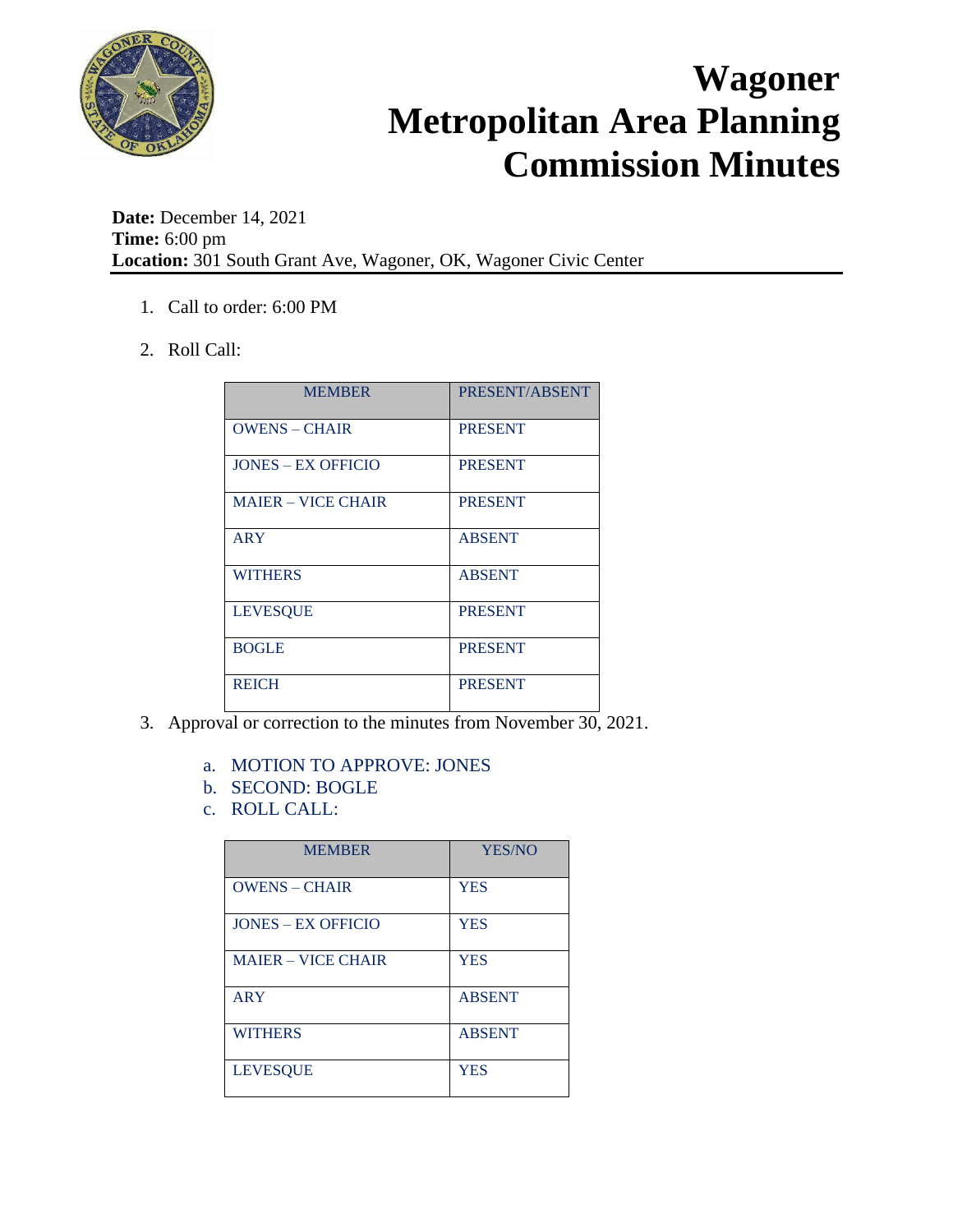// Wagoner Metropolitan Area Planning Commission Minutes

**Date:** December 14, 2021
**Time:** 6:00 pm
**Location:** 301 South Grant Ave, Wagoner, OK, Wagoner Civic Center

1. Call to order: 6:00 PM

2. Roll Call:

| MEMBER | PRESENT/ABSENT |
|---|---|
| OWENS – CHAIR | PRESENT |
| JONES – EX OFFICIO | PRESENT |
| MAIER – VICE CHAIR | PRESENT |
| ARY | ABSENT |
| WITHERS | ABSENT |
| LEVESQUE | PRESENT |
| BOGLE | PRESENT |
| REICH | PRESENT |

3. Approval or correction to the minutes from November 30, 2021.

   a. MOTION TO APPROVE: JONES
   b. SECOND: BOGLE
   c. ROLL CALL:

| MEMBER | YES/NO |
|---|---|
| OWENS – CHAIR | YES |
| JONES – EX OFFICIO | YES |
| MAIER – VICE CHAIR | YES |
| ARY | ABSENT |
| WITHERS | ABSENT |
| LEVESQUE | YES |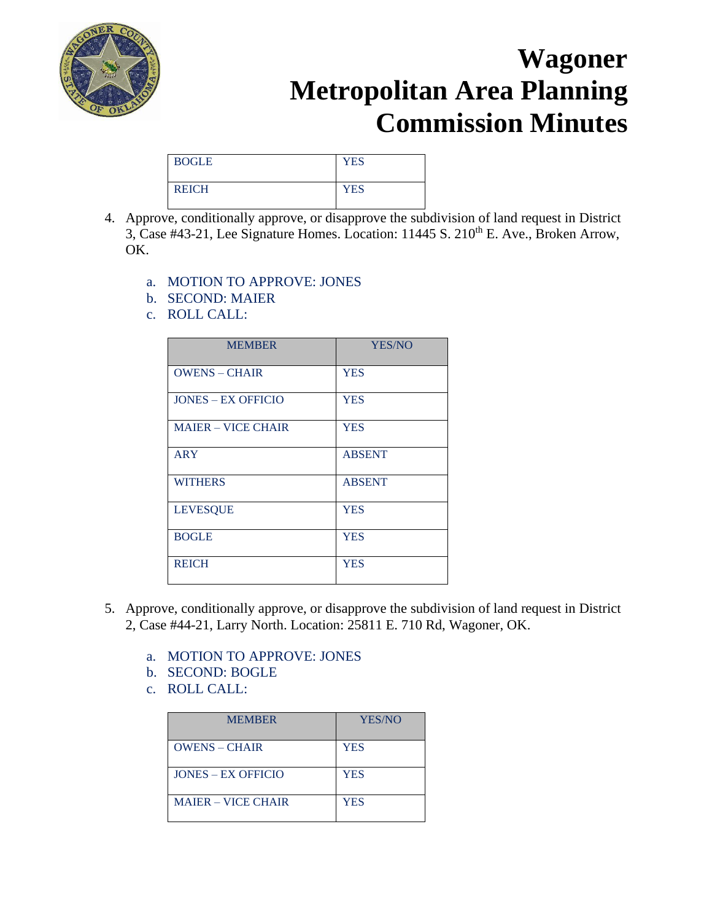| BOGLE | YES |
|---|---|
| REICH | YES |

4. Approve, conditionally approve, or disapprove the subdivision of land request in District 3, Case #43-21, Lee Signature Homes. Location: 11445 S. 210th E. Ave., Broken Arrow, OK.

   a. MOTION TO APPROVE: JONES
   b. SECOND: MAIER
   c. ROLL CALL:

| MEMBER | YES/NO |
|---|---|
| OWENS – CHAIR | YES |
| JONES – EX OFFICIO | YES |
| MAIER – VICE CHAIR | YES |
| ARY | ABSENT |
| WITHERS | ABSENT |
| LEVESQUE | YES |
| BOGLE | YES |
| REICH | YES |

5. Approve, conditionally approve, or disapprove the subdivision of land request in District 2, Case #44-21, Larry North. Location: 25811 E. 710 Rd, Wagoner, OK.

   a. MOTION TO APPROVE: JONES
   b. SECOND: BOGLE
   c. ROLL CALL:

| MEMBER | YES/NO |
|---|---|
| OWENS – CHAIR | YES |
| JONES – EX OFFICIO | YES |
| MAIER – VICE CHAIR | YES |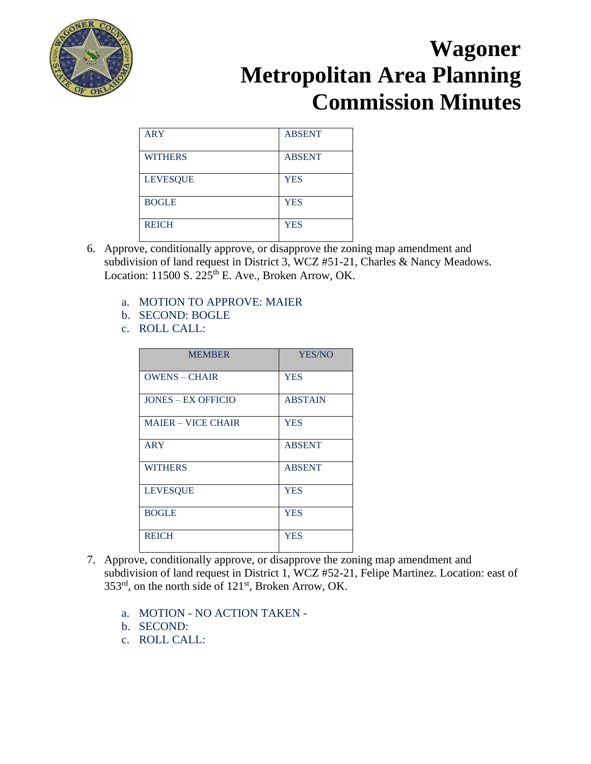# Wagoner Metropolitan Area Planning Commission Minutes

| | |
|---|---|
| ARY | ABSENT |
| WITHERS | ABSENT |
| LEVESQUE | YES |
| BOGLE | YES |
| REICH | YES |

6. Approve, conditionally approve, or disapprove the zoning map amendment and subdivision of land request in District 3, WCZ #51-21, Charles & Nancy Meadows. Location: 11500 S. 225th E. Ave., Broken Arrow, OK.

   a. MOTION TO APPROVE: MAIER
   b. SECOND: BOGLE
   c. ROLL CALL:

| MEMBER | YES/NO |
|---|---|
| OWENS – CHAIR | YES |
| JONES – EX OFFICIO | ABSTAIN |
| MAIER – VICE CHAIR | YES |
| ARY | ABSENT |
| WITHERS | ABSENT |
| LEVESQUE | YES |
| BOGLE | YES |
| REICH | YES |

7. Approve, conditionally approve, or disapprove the zoning map amendment and subdivision of land request in District 1, WCZ #52-21, Felipe Martinez. Location: east of 353rd, on the north side of 121st, Broken Arrow, OK.

   a. MOTION - NO ACTION TAKEN -
   b. SECOND:
   c. ROLL CALL: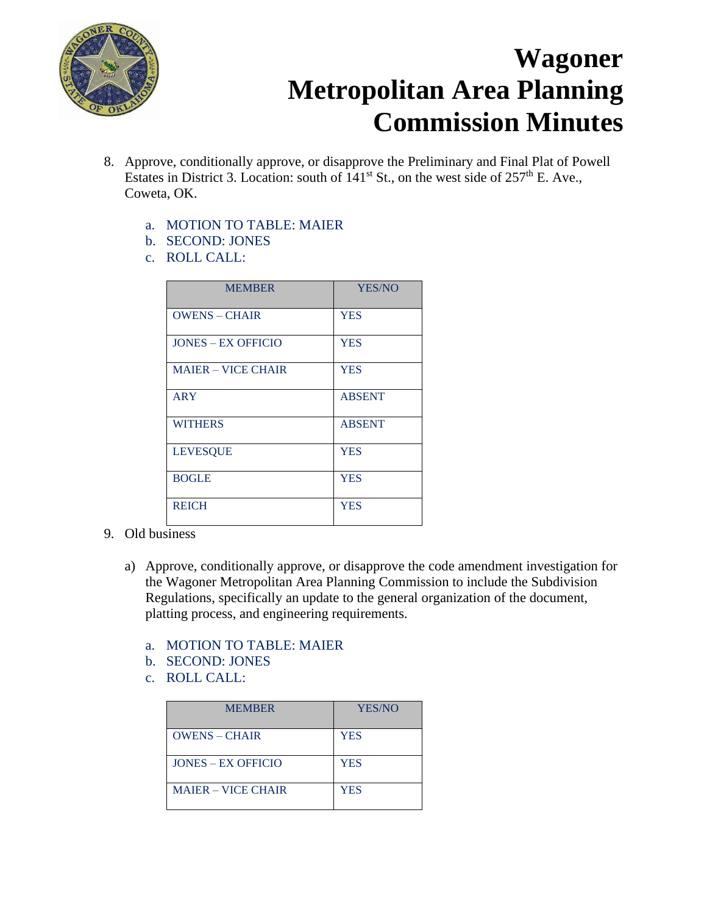# Wagoner Metropolitan Area Planning Commission Minutes

8. Approve, conditionally approve, or disapprove the Preliminary and Final Plat of Powell Estates in District 3. Location: south of 141st St., on the west side of 257th E. Ave., Coweta, OK.

   a. MOTION TO TABLE: MAIER
   b. SECOND: JONES
   c. ROLL CALL:

| MEMBER | YES/NO |
|---|---|
| OWENS – CHAIR | YES |
| JONES – EX OFFICIO | YES |
| MAIER – VICE CHAIR | YES |
| ARY | ABSENT |
| WITHERS | ABSENT |
| LEVESQUE | YES |
| BOGLE | YES |
| REICH | YES |

9. Old business

   a) Approve, conditionally approve, or disapprove the code amendment investigation for the Wagoner Metropolitan Area Planning Commission to include the Subdivision Regulations, specifically an update to the general organization of the document, platting process, and engineering requirements.

   a. MOTION TO TABLE: MAIER
   b. SECOND: JONES
   c. ROLL CALL:

| MEMBER | YES/NO |
|---|---|
| OWENS – CHAIR | YES |
| JONES – EX OFFICIO | YES |
| MAIER – VICE CHAIR | YES |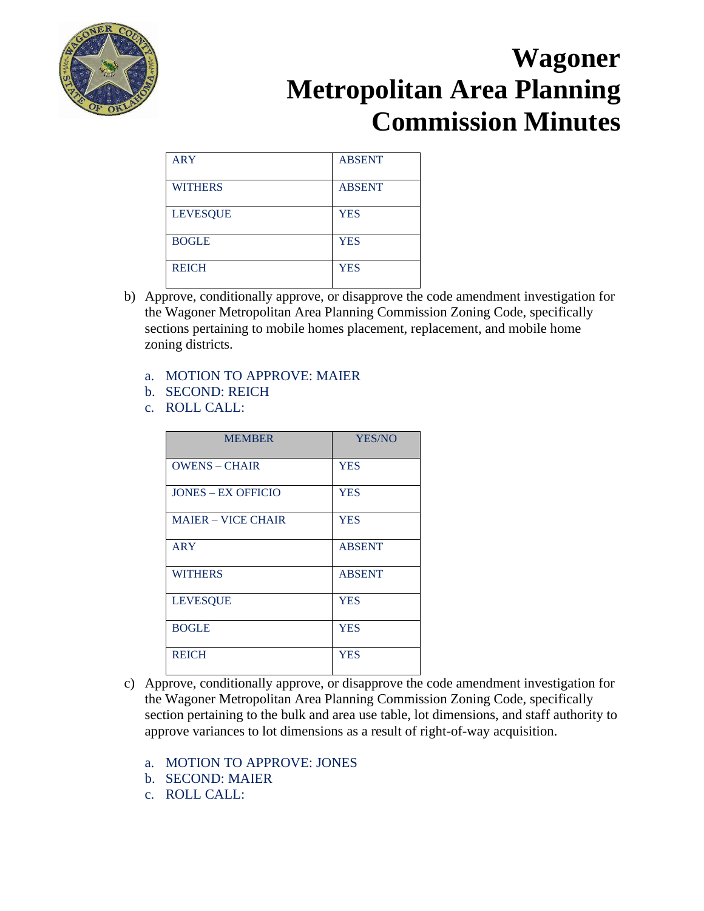| ARY | ABSENT |
|---|---|
| WITHERS | ABSENT |
| LEVESQUE | YES |
| BOGLE | YES |
| REICH | YES |

b) Approve, conditionally approve, or disapprove the code amendment investigation for the Wagoner Metropolitan Area Planning Commission Zoning Code, specifically sections pertaining to mobile homes placement, replacement, and mobile home zoning districts.

   a. MOTION TO APPROVE: MAIER
   b. SECOND: REICH
   c. ROLL CALL:

| MEMBER | YES/NO |
|---|---|
| OWENS – CHAIR | YES |
| JONES – EX OFFICIO | YES |
| MAIER – VICE CHAIR | YES |
| ARY | ABSENT |
| WITHERS | ABSENT |
| LEVESQUE | YES |
| BOGLE | YES |
| REICH | YES |

c) Approve, conditionally approve, or disapprove the code amendment investigation for the Wagoner Metropolitan Area Planning Commission Zoning Code, specifically section pertaining to the bulk and area use table, lot dimensions, and staff authority to approve variances to lot dimensions as a result of right-of-way acquisition.

   a. MOTION TO APPROVE: JONES
   b. SECOND: MAIER
   c. ROLL CALL: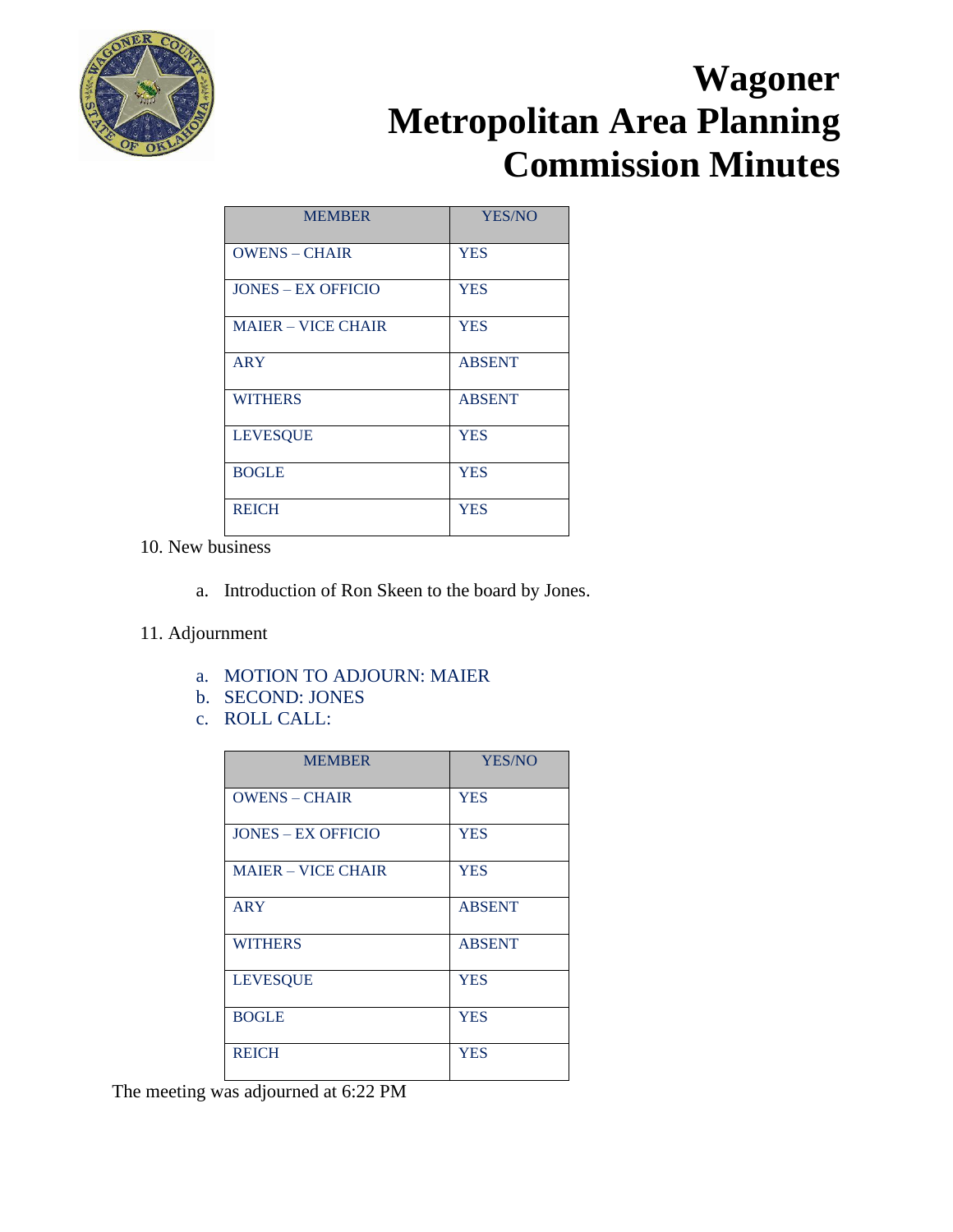# Wagoner Metropolitan Area Planning Commission Minutes

| MEMBER | YES/NO |
|---|---|
| OWENS – CHAIR | YES |
| JONES – EX OFFICIO | YES |
| MAIER – VICE CHAIR | YES |
| ARY | ABSENT |
| WITHERS | ABSENT |
| LEVESQUE | YES |
| BOGLE | YES |
| REICH | YES |

10. New business

    a. Introduction of Ron Skeen to the board by Jones.

11. Adjournment

    a. MOTION TO ADJOURN: MAIER
    b. SECOND: JONES
    c. ROLL CALL:

| MEMBER | YES/NO |
|---|---|
| OWENS – CHAIR | YES |
| JONES – EX OFFICIO | YES |
| MAIER – VICE CHAIR | YES |
| ARY | ABSENT |
| WITHERS | ABSENT |
| LEVESQUE | YES |
| BOGLE | YES |
| REICH | YES |

The meeting was adjourned at 6:22 PM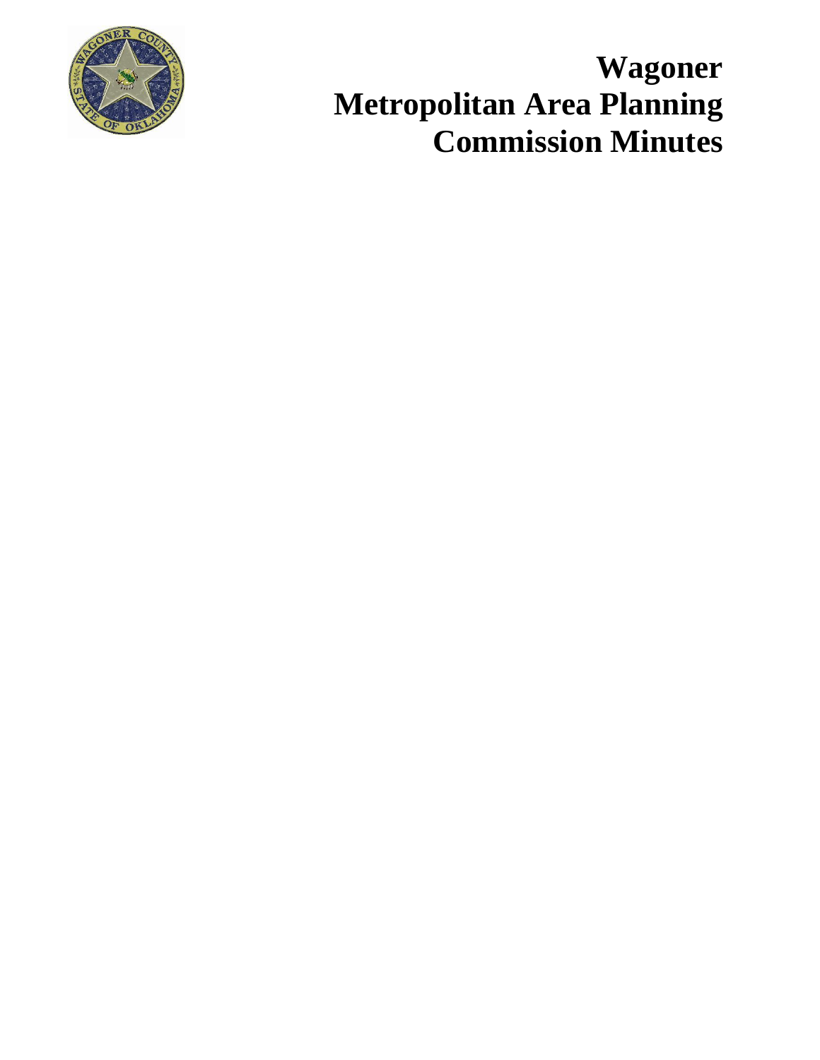# Wagoner Metropolitan Area Planning Commission Minutes